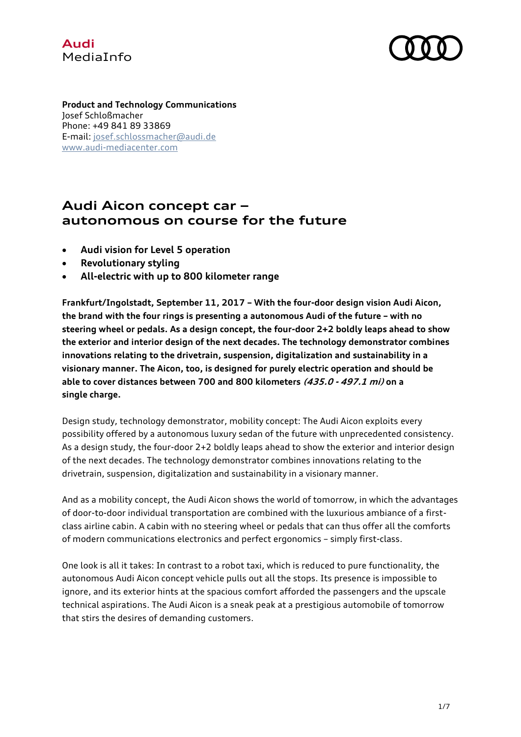Audi
MediaInfo

**Product and Technology Communications**
Josef Schloßmacher
Phone: +49 841 89 33869
E-mail: josef.schlossmacher@audi.de
www.audi-mediacenter.com

# Audi Aicon concept car – autonomous on course for the future

- **Audi vision for Level 5 operation**
- **Revolutionary styling**
- **All-electric with up to 800 kilometer range**

**Frankfurt/Ingolstadt, September 11, 2017 – With the four-door design vision Audi Aicon, the brand with the four rings is presenting a autonomous Audi of the future – with no steering wheel or pedals. As a design concept, the four-door 2+2 boldly leaps ahead to show the exterior and interior design of the next decades. The technology demonstrator combines innovations relating to the drivetrain, suspension, digitalization and sustainability in a visionary manner. The Aicon, too, is designed for purely electric operation and should be able to cover distances between 700 and 800 kilometers *(435.0 - 497.1 mi)* on a single charge.**

Design study, technology demonstrator, mobility concept: The Audi Aicon exploits every possibility offered by a autonomous luxury sedan of the future with unprecedented consistency. As a design study, the four-door 2+2 boldly leaps ahead to show the exterior and interior design of the next decades. The technology demonstrator combines innovations relating to the drivetrain, suspension, digitalization and sustainability in a visionary manner.

And as a mobility concept, the Audi Aicon shows the world of tomorrow, in which the advantages of door-to-door individual transportation are combined with the luxurious ambiance of a first-class airline cabin. A cabin with no steering wheel or pedals that can thus offer all the comforts of modern communications electronics and perfect ergonomics – simply first-class.

One look is all it takes: In contrast to a robot taxi, which is reduced to pure functionality, the autonomous Audi Aicon concept vehicle pulls out all the stops. Its presence is impossible to ignore, and its exterior hints at the spacious comfort afforded the passengers and the upscale technical aspirations. The Audi Aicon is a sneak peak at a prestigious automobile of tomorrow that stirs the desires of demanding customers.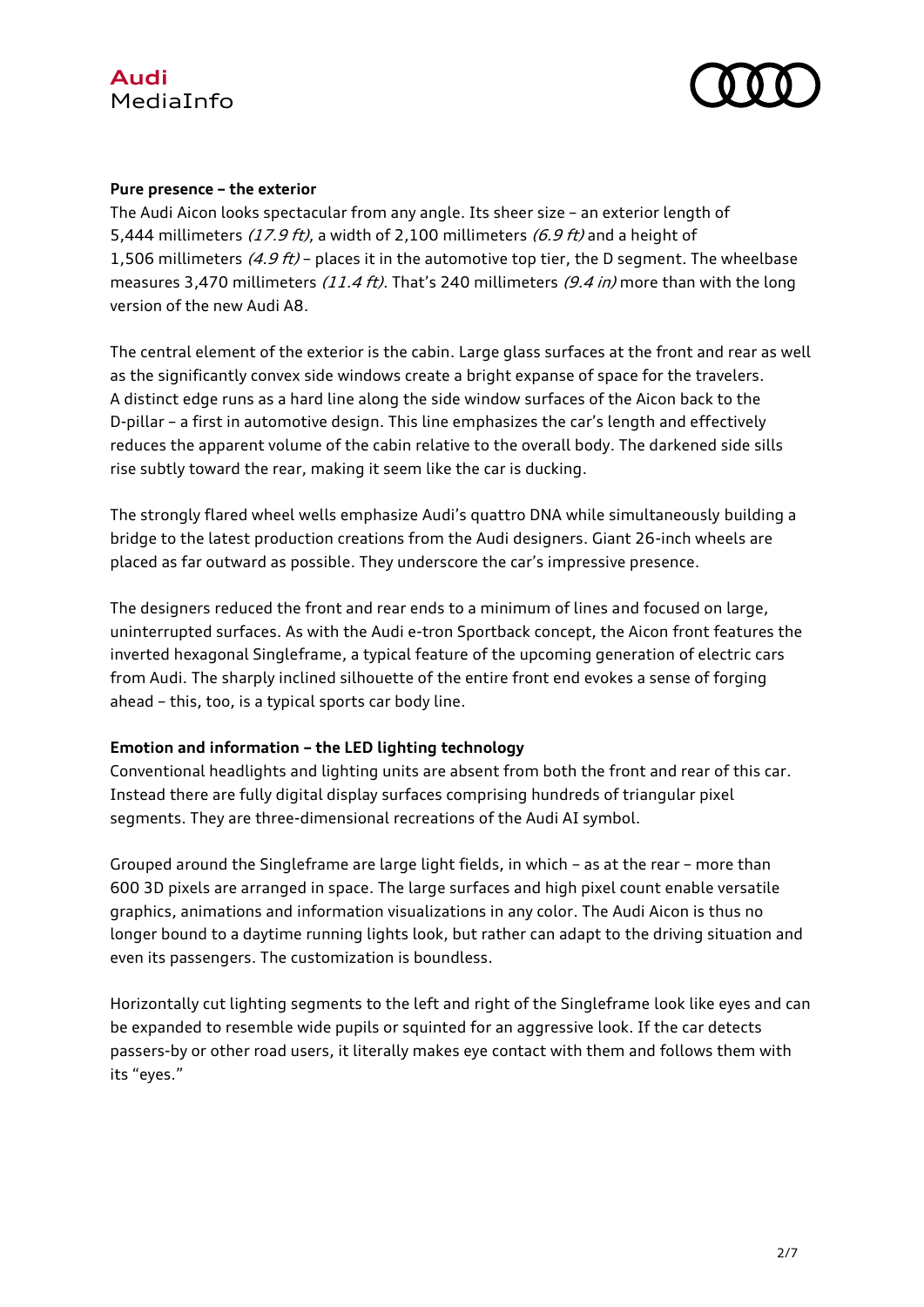**Pure presence – the exterior**

The Audi Aicon looks spectacular from any angle. Its sheer size – an exterior length of 5,444 millimeters *(17.9 ft)*, a width of 2,100 millimeters *(6.9 ft)* and a height of 1,506 millimeters *(4.9 ft)* – places it in the automotive top tier, the D segment. The wheelbase measures 3,470 millimeters *(11.4 ft)*. That's 240 millimeters *(9.4 in)* more than with the long version of the new Audi A8.

The central element of the exterior is the cabin. Large glass surfaces at the front and rear as well as the significantly convex side windows create a bright expanse of space for the travelers. A distinct edge runs as a hard line along the side window surfaces of the Aicon back to the D-pillar – a first in automotive design. This line emphasizes the car's length and effectively reduces the apparent volume of the cabin relative to the overall body. The darkened side sills rise subtly toward the rear, making it seem like the car is ducking.

The strongly flared wheel wells emphasize Audi's quattro DNA while simultaneously building a bridge to the latest production creations from the Audi designers. Giant 26-inch wheels are placed as far outward as possible. They underscore the car's impressive presence.

The designers reduced the front and rear ends to a minimum of lines and focused on large, uninterrupted surfaces. As with the Audi e-tron Sportback concept, the Aicon front features the inverted hexagonal Singleframe, a typical feature of the upcoming generation of electric cars from Audi. The sharply inclined silhouette of the entire front end evokes a sense of forging ahead – this, too, is a typical sports car body line.

**Emotion and information – the LED lighting technology**

Conventional headlights and lighting units are absent from both the front and rear of this car. Instead there are fully digital display surfaces comprising hundreds of triangular pixel segments. They are three-dimensional recreations of the Audi AI symbol.

Grouped around the Singleframe are large light fields, in which – as at the rear – more than 600 3D pixels are arranged in space. The large surfaces and high pixel count enable versatile graphics, animations and information visualizations in any color. The Audi Aicon is thus no longer bound to a daytime running lights look, but rather can adapt to the driving situation and even its passengers. The customization is boundless.

Horizontally cut lighting segments to the left and right of the Singleframe look like eyes and can be expanded to resemble wide pupils or squinted for an aggressive look. If the car detects passers-by or other road users, it literally makes eye contact with them and follows them with its "eyes."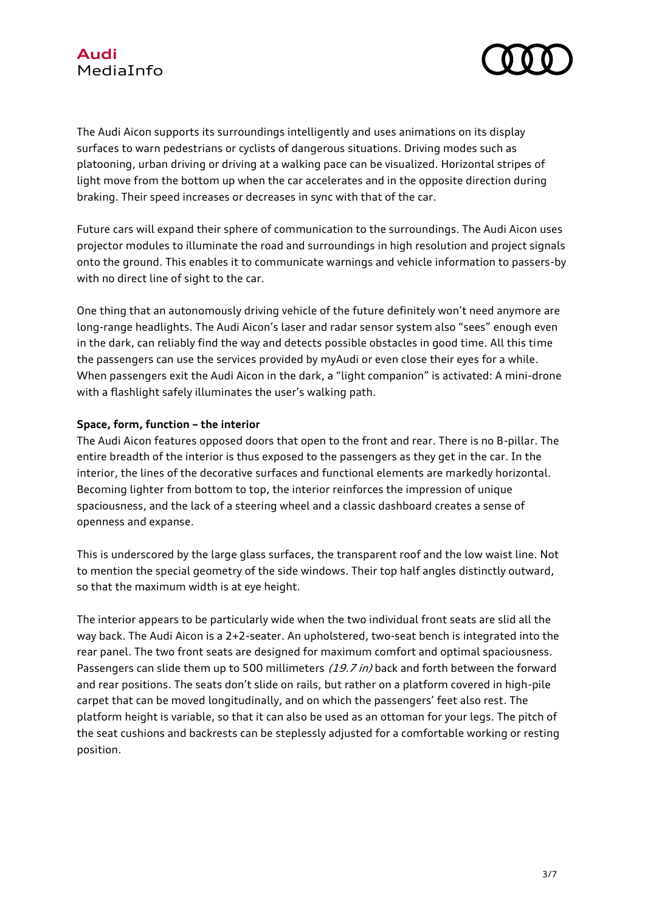The Audi Aicon supports its surroundings intelligently and uses animations on its display surfaces to warn pedestrians or cyclists of dangerous situations. Driving modes such as platooning, urban driving or driving at a walking pace can be visualized. Horizontal stripes of light move from the bottom up when the car accelerates and in the opposite direction during braking. Their speed increases or decreases in sync with that of the car.

Future cars will expand their sphere of communication to the surroundings. The Audi Aicon uses projector modules to illuminate the road and surroundings in high resolution and project signals onto the ground. This enables it to communicate warnings and vehicle information to passers-by with no direct line of sight to the car.

One thing that an autonomously driving vehicle of the future definitely won't need anymore are long-range headlights. The Audi Aicon's laser and radar sensor system also "sees" enough even in the dark, can reliably find the way and detects possible obstacles in good time. All this time the passengers can use the services provided by myAudi or even close their eyes for a while. When passengers exit the Audi Aicon in the dark, a "light companion" is activated: A mini-drone with a flashlight safely illuminates the user's walking path.

**Space, form, function – the interior**

The Audi Aicon features opposed doors that open to the front and rear. There is no B-pillar. The entire breadth of the interior is thus exposed to the passengers as they get in the car. In the interior, the lines of the decorative surfaces and functional elements are markedly horizontal. Becoming lighter from bottom to top, the interior reinforces the impression of unique spaciousness, and the lack of a steering wheel and a classic dashboard creates a sense of openness and expanse.

This is underscored by the large glass surfaces, the transparent roof and the low waist line. Not to mention the special geometry of the side windows. Their top half angles distinctly outward, so that the maximum width is at eye height.

The interior appears to be particularly wide when the two individual front seats are slid all the way back. The Audi Aicon is a 2+2-seater. An upholstered, two-seat bench is integrated into the rear panel. The two front seats are designed for maximum comfort and optimal spaciousness. Passengers can slide them up to 500 millimeters *(19.7 in)* back and forth between the forward and rear positions. The seats don't slide on rails, but rather on a platform covered in high-pile carpet that can be moved longitudinally, and on which the passengers' feet also rest. The platform height is variable, so that it can also be used as an ottoman for your legs. The pitch of the seat cushions and backrests can be steplessly adjusted for a comfortable working or resting position.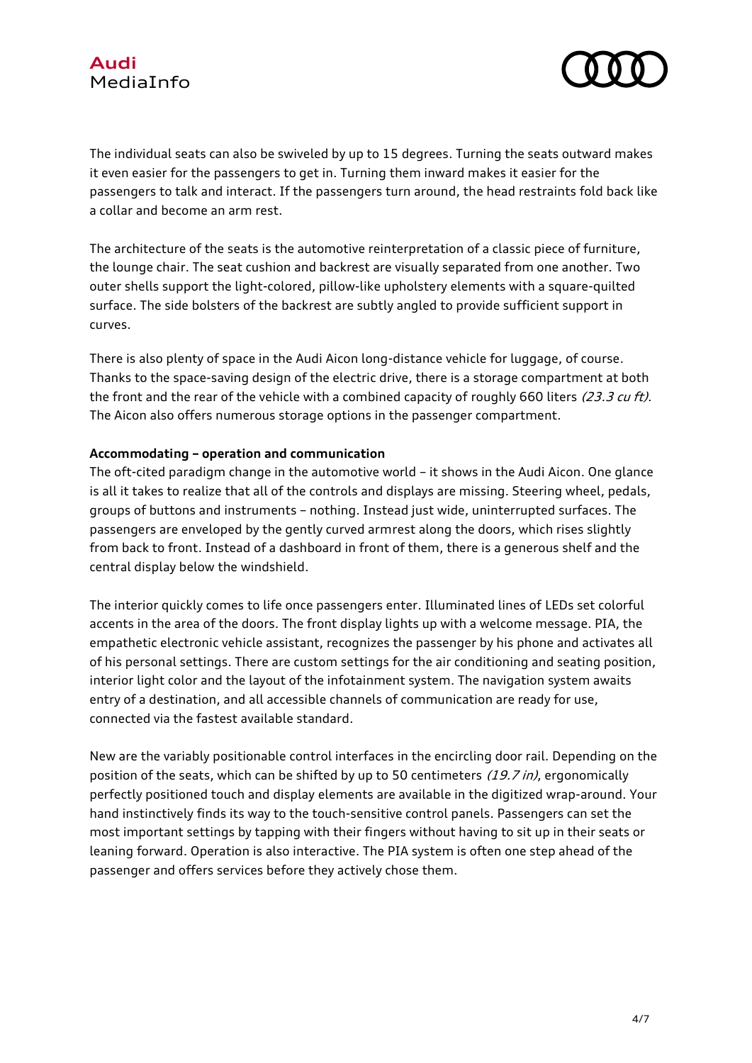The individual seats can also be swiveled by up to 15 degrees. Turning the seats outward makes it even easier for the passengers to get in. Turning them inward makes it easier for the passengers to talk and interact. If the passengers turn around, the head restraints fold back like a collar and become an arm rest.

The architecture of the seats is the automotive reinterpretation of a classic piece of furniture, the lounge chair. The seat cushion and backrest are visually separated from one another. Two outer shells support the light-colored, pillow-like upholstery elements with a square-quilted surface. The side bolsters of the backrest are subtly angled to provide sufficient support in curves.

There is also plenty of space in the Audi Aicon long-distance vehicle for luggage, of course. Thanks to the space-saving design of the electric drive, there is a storage compartment at both the front and the rear of the vehicle with a combined capacity of roughly 660 liters *(23.3 cu ft)*. The Aicon also offers numerous storage options in the passenger compartment.

**Accommodating – operation and communication**

The oft-cited paradigm change in the automotive world – it shows in the Audi Aicon. One glance is all it takes to realize that all of the controls and displays are missing. Steering wheel, pedals, groups of buttons and instruments – nothing. Instead just wide, uninterrupted surfaces. The passengers are enveloped by the gently curved armrest along the doors, which rises slightly from back to front. Instead of a dashboard in front of them, there is a generous shelf and the central display below the windshield.

The interior quickly comes to life once passengers enter. Illuminated lines of LEDs set colorful accents in the area of the doors. The front display lights up with a welcome message. PIA, the empathetic electronic vehicle assistant, recognizes the passenger by his phone and activates all of his personal settings. There are custom settings for the air conditioning and seating position, interior light color and the layout of the infotainment system. The navigation system awaits entry of a destination, and all accessible channels of communication are ready for use, connected via the fastest available standard.

New are the variably positionable control interfaces in the encircling door rail. Depending on the position of the seats, which can be shifted by up to 50 centimeters *(19.7 in)*, ergonomically perfectly positioned touch and display elements are available in the digitized wrap-around. Your hand instinctively finds its way to the touch-sensitive control panels. Passengers can set the most important settings by tapping with their fingers without having to sit up in their seats or leaning forward. Operation is also interactive. The PIA system is often one step ahead of the passenger and offers services before they actively chose them.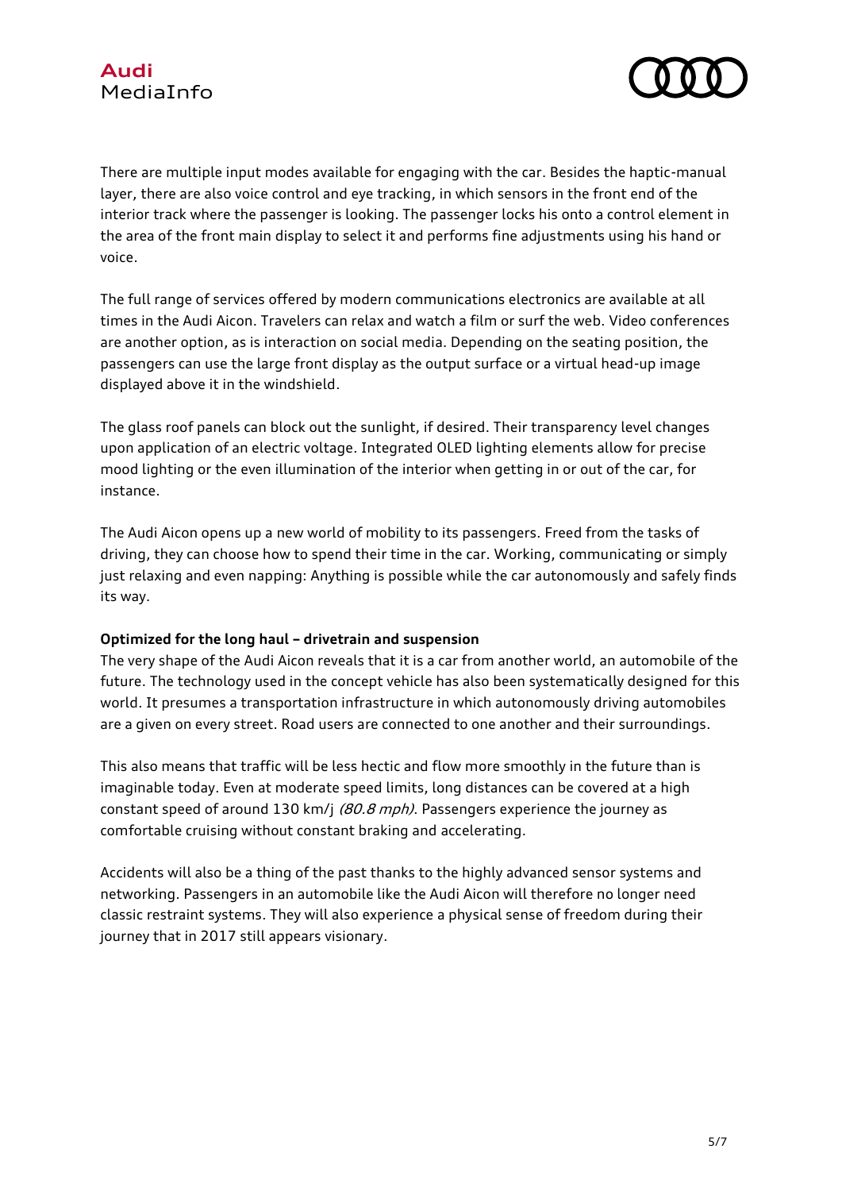There are multiple input modes available for engaging with the car. Besides the haptic-manual layer, there are also voice control and eye tracking, in which sensors in the front end of the interior track where the passenger is looking. The passenger locks his onto a control element in the area of the front main display to select it and performs fine adjustments using his hand or voice.

The full range of services offered by modern communications electronics are available at all times in the Audi Aicon. Travelers can relax and watch a film or surf the web. Video conferences are another option, as is interaction on social media. Depending on the seating position, the passengers can use the large front display as the output surface or a virtual head-up image displayed above it in the windshield.

The glass roof panels can block out the sunlight, if desired. Their transparency level changes upon application of an electric voltage. Integrated OLED lighting elements allow for precise mood lighting or the even illumination of the interior when getting in or out of the car, for instance.

The Audi Aicon opens up a new world of mobility to its passengers. Freed from the tasks of driving, they can choose how to spend their time in the car. Working, communicating or simply just relaxing and even napping: Anything is possible while the car autonomously and safely finds its way.

**Optimized for the long haul – drivetrain and suspension**

The very shape of the Audi Aicon reveals that it is a car from another world, an automobile of the future. The technology used in the concept vehicle has also been systematically designed for this world. It presumes a transportation infrastructure in which autonomously driving automobiles are a given on every street. Road users are connected to one another and their surroundings.

This also means that traffic will be less hectic and flow more smoothly in the future than is imaginable today. Even at moderate speed limits, long distances can be covered at a high constant speed of around 130 km/j *(80.8 mph)*. Passengers experience the journey as comfortable cruising without constant braking and accelerating.

Accidents will also be a thing of the past thanks to the highly advanced sensor systems and networking. Passengers in an automobile like the Audi Aicon will therefore no longer need classic restraint systems. They will also experience a physical sense of freedom during their journey that in 2017 still appears visionary.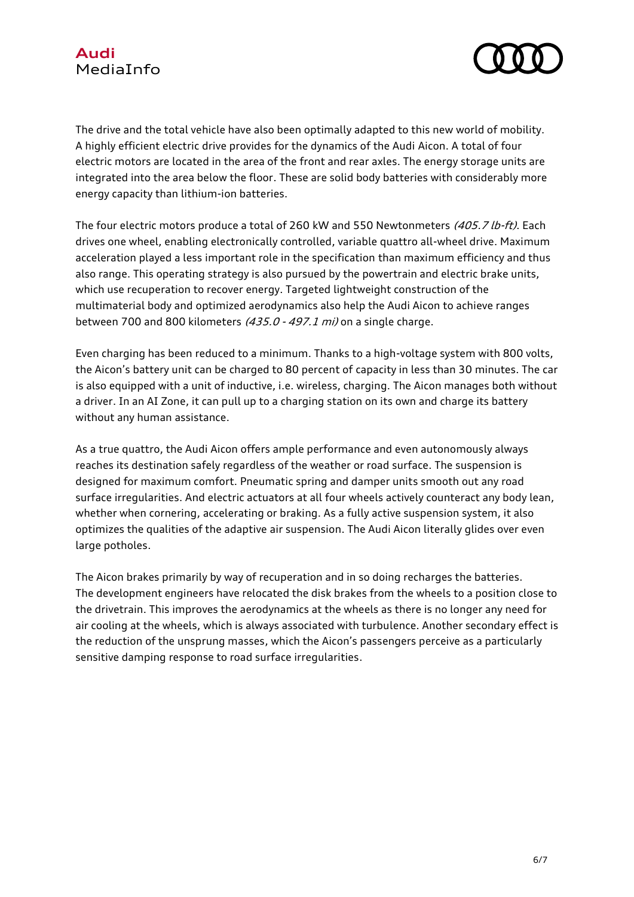The drive and the total vehicle have also been optimally adapted to this new world of mobility. A highly efficient electric drive provides for the dynamics of the Audi Aicon. A total of four electric motors are located in the area of the front and rear axles. The energy storage units are integrated into the area below the floor. These are solid body batteries with considerably more energy capacity than lithium-ion batteries.

The four electric motors produce a total of 260 kW and 550 Newtonmeters *(405.7 lb-ft)*. Each drives one wheel, enabling electronically controlled, variable quattro all-wheel drive. Maximum acceleration played a less important role in the specification than maximum efficiency and thus also range. This operating strategy is also pursued by the powertrain and electric brake units, which use recuperation to recover energy. Targeted lightweight construction of the multimaterial body and optimized aerodynamics also help the Audi Aicon to achieve ranges between 700 and 800 kilometers *(435.0 - 497.1 mi)* on a single charge.

Even charging has been reduced to a minimum. Thanks to a high-voltage system with 800 volts, the Aicon's battery unit can be charged to 80 percent of capacity in less than 30 minutes. The car is also equipped with a unit of inductive, i.e. wireless, charging. The Aicon manages both without a driver. In an AI Zone, it can pull up to a charging station on its own and charge its battery without any human assistance.

As a true quattro, the Audi Aicon offers ample performance and even autonomously always reaches its destination safely regardless of the weather or road surface. The suspension is designed for maximum comfort. Pneumatic spring and damper units smooth out any road surface irregularities. And electric actuators at all four wheels actively counteract any body lean, whether when cornering, accelerating or braking. As a fully active suspension system, it also optimizes the qualities of the adaptive air suspension. The Audi Aicon literally glides over even large potholes.

The Aicon brakes primarily by way of recuperation and in so doing recharges the batteries. The development engineers have relocated the disk brakes from the wheels to a position close to the drivetrain. This improves the aerodynamics at the wheels as there is no longer any need for air cooling at the wheels, which is always associated with turbulence. Another secondary effect is the reduction of the unsprung masses, which the Aicon's passengers perceive as a particularly sensitive damping response to road surface irregularities.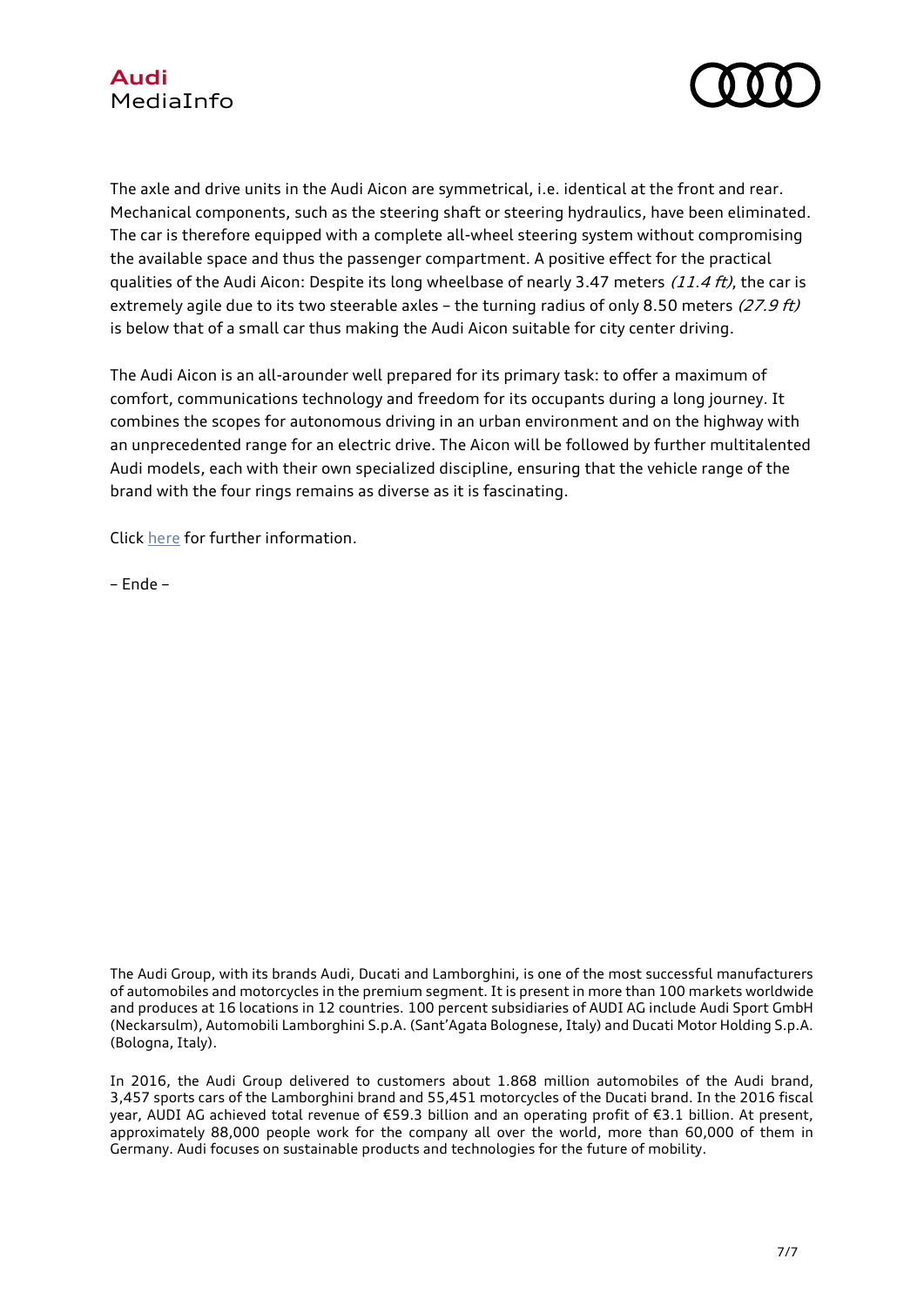The axle and drive units in the Audi Aicon are symmetrical, i.e. identical at the front and rear. Mechanical components, such as the steering shaft or steering hydraulics, have been eliminated. The car is therefore equipped with a complete all-wheel steering system without compromising the available space and thus the passenger compartment. A positive effect for the practical qualities of the Audi Aicon: Despite its long wheelbase of nearly 3.47 meters *(11.4 ft)*, the car is extremely agile due to its two steerable axles – the turning radius of only 8.50 meters *(27.9 ft)* is below that of a small car thus making the Audi Aicon suitable for city center driving.

The Audi Aicon is an all-arounder well prepared for its primary task: to offer a maximum of comfort, communications technology and freedom for its occupants during a long journey. It combines the scopes for autonomous driving in an urban environment and on the highway with an unprecedented range for an electric drive. The Aicon will be followed by further multitalented Audi models, each with their own specialized discipline, ensuring that the vehicle range of the brand with the four rings remains as diverse as it is fascinating.

Click here for further information.

– Ende –

The Audi Group, with its brands Audi, Ducati and Lamborghini, is one of the most successful manufacturers of automobiles and motorcycles in the premium segment. It is present in more than 100 markets worldwide and produces at 16 locations in 12 countries. 100 percent subsidiaries of AUDI AG include Audi Sport GmbH (Neckarsulm), Automobili Lamborghini S.p.A. (Sant'Agata Bolognese, Italy) and Ducati Motor Holding S.p.A. (Bologna, Italy).

In 2016, the Audi Group delivered to customers about 1.868 million automobiles of the Audi brand, 3,457 sports cars of the Lamborghini brand and 55,451 motorcycles of the Ducati brand. In the 2016 fiscal year, AUDI AG achieved total revenue of €59.3 billion and an operating profit of €3.1 billion. At present, approximately 88,000 people work for the company all over the world, more than 60,000 of them in Germany. Audi focuses on sustainable products and technologies for the future of mobility.